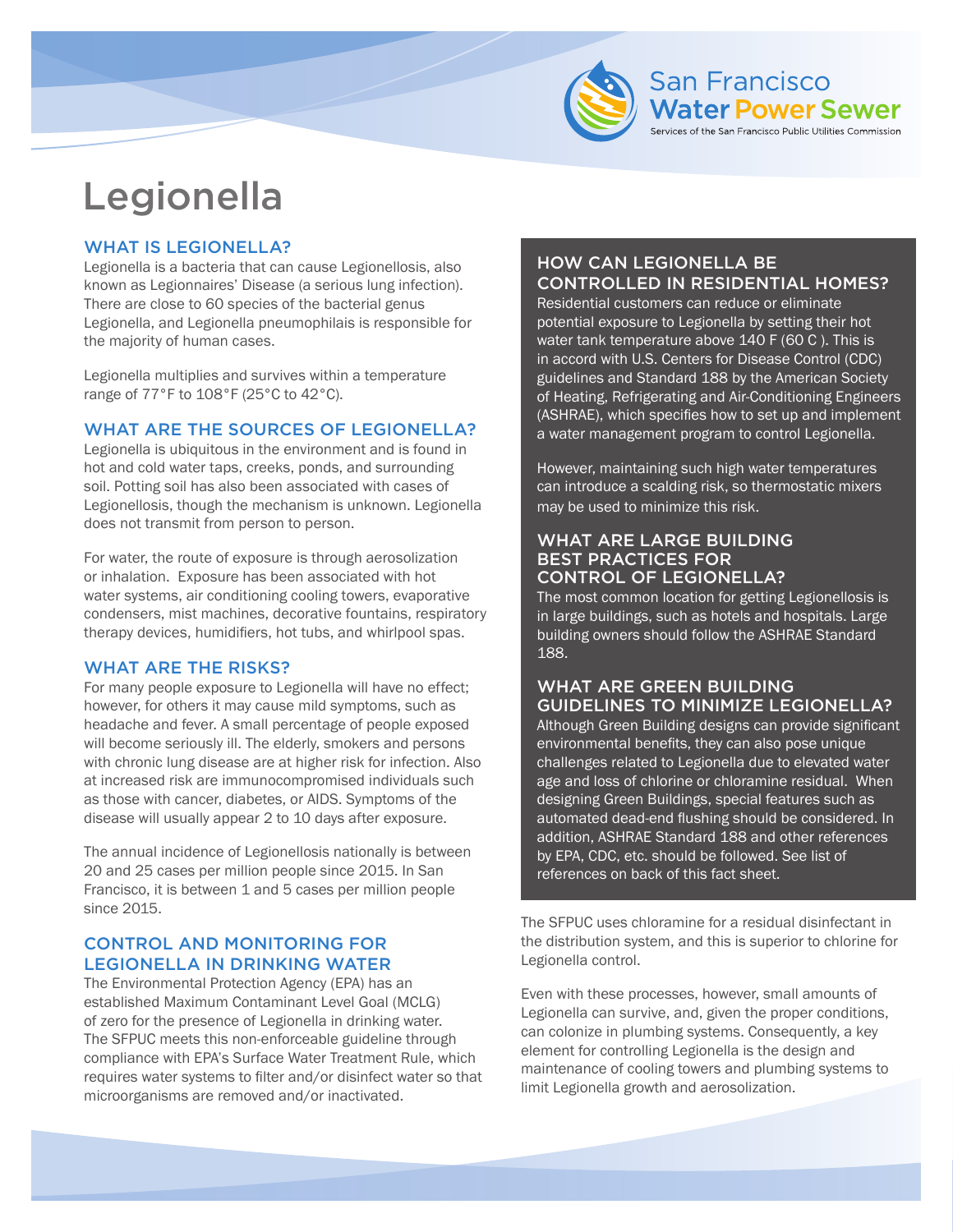San Francisco Water Power Sewer

Services of the San Francisco Public Utilities Commission

# Legionella

## WHAT IS LEGIONELLA?

Legionella is a bacteria that can cause Legionellosis, also known as Legionnaires' Disease (a serious lung infection). There are close to 60 species of the bacterial genus Legionella, and Legionella pneumophilais is responsible for the majority of human cases.

Legionella multiplies and survives within a temperature range of 77°F to 108°F (25°C to 42°C).

## WHAT ARE THE SOURCES OF LEGIONELLA?

Legionella is ubiquitous in the environment and is found in hot and cold water taps, creeks, ponds, and surrounding soil. Potting soil has also been associated with cases of Legionellosis, though the mechanism is unknown. Legionella does not transmit from person to person.

For water, the route of exposure is through aerosolization or inhalation. Exposure has been associated with hot water systems, air conditioning cooling towers, evaporative condensers, mist machines, decorative fountains, respiratory therapy devices, humidifiers, hot tubs, and whirlpool spas.

## WHAT ARE THE RISKS?

For many people exposure to Legionella will have no effect; however, for others it may cause mild symptoms, such as headache and fever. A small percentage of people exposed will become seriously ill. The elderly, smokers and persons with chronic lung disease are at higher risk for infection. Also at increased risk are immunocompromised individuals such as those with cancer, diabetes, or AIDS. Symptoms of the disease will usually appear 2 to 10 days after exposure.

The annual incidence of Legionellosis nationally is between 20 and 25 cases per million people since 2015. In San Francisco, it is between 1 and 5 cases per million people since 2015.

## CONTROL AND MONITORING FOR LEGIONELLA IN DRINKING WATER

The Environmental Protection Agency (EPA) has an established Maximum Contaminant Level Goal (MCLG) of zero for the presence of Legionella in drinking water. The SFPUC meets this non-enforceable guideline through compliance with EPA's Surface Water Treatment Rule, which requires water systems to filter and/or disinfect water so that microorganisms are removed and/or inactivated.

The SFPUC uses chloramine for a residual disinfectant in the distribution system, and this is superior to chlorine for Legionella control.

Even with these processes, however, small amounts of Legionella can survive, and, given the proper conditions, can colonize in plumbing systems. Consequently, a key element for controlling Legionella is the design and maintenance of cooling towers and plumbing systems to limit Legionella growth and aerosolization.

## HOW CAN LEGIONELLA BE CONTROLLED IN RESIDENTIAL HOMES?

Residential customers can reduce or eliminate potential exposure to Legionella by setting their hot water tank temperature above 140 F (60 C ). This is in accord with U.S. Centers for Disease Control (CDC) guidelines and Standard 188 by the American Society of Heating, Refrigerating and Air-Conditioning Engineers (ASHRAE), which specifies how to set up and implement a water management program to control Legionella.

However, maintaining such high water temperatures can introduce a scalding risk, so thermostatic mixers may be used to minimize this risk.

## WHAT ARE LARGE BUILDING BEST PRACTICES FOR CONTROL OF LEGIONELLA?

The most common location for getting Legionellosis is in large buildings, such as hotels and hospitals. Large building owners should follow the ASHRAE Standard 188.

## WHAT ARE GREEN BUILDING GUIDELINES TO MINIMIZE LEGIONELLA?

Although Green Building designs can provide significant environmental benefits, they can also pose unique challenges related to Legionella due to elevated water age and loss of chlorine or chloramine residual. When designing Green Buildings, special features such as automated dead-end flushing should be considered. In addition, ASHRAE Standard 188 and other references by EPA, CDC, etc. should be followed. See list of references on back of this fact sheet.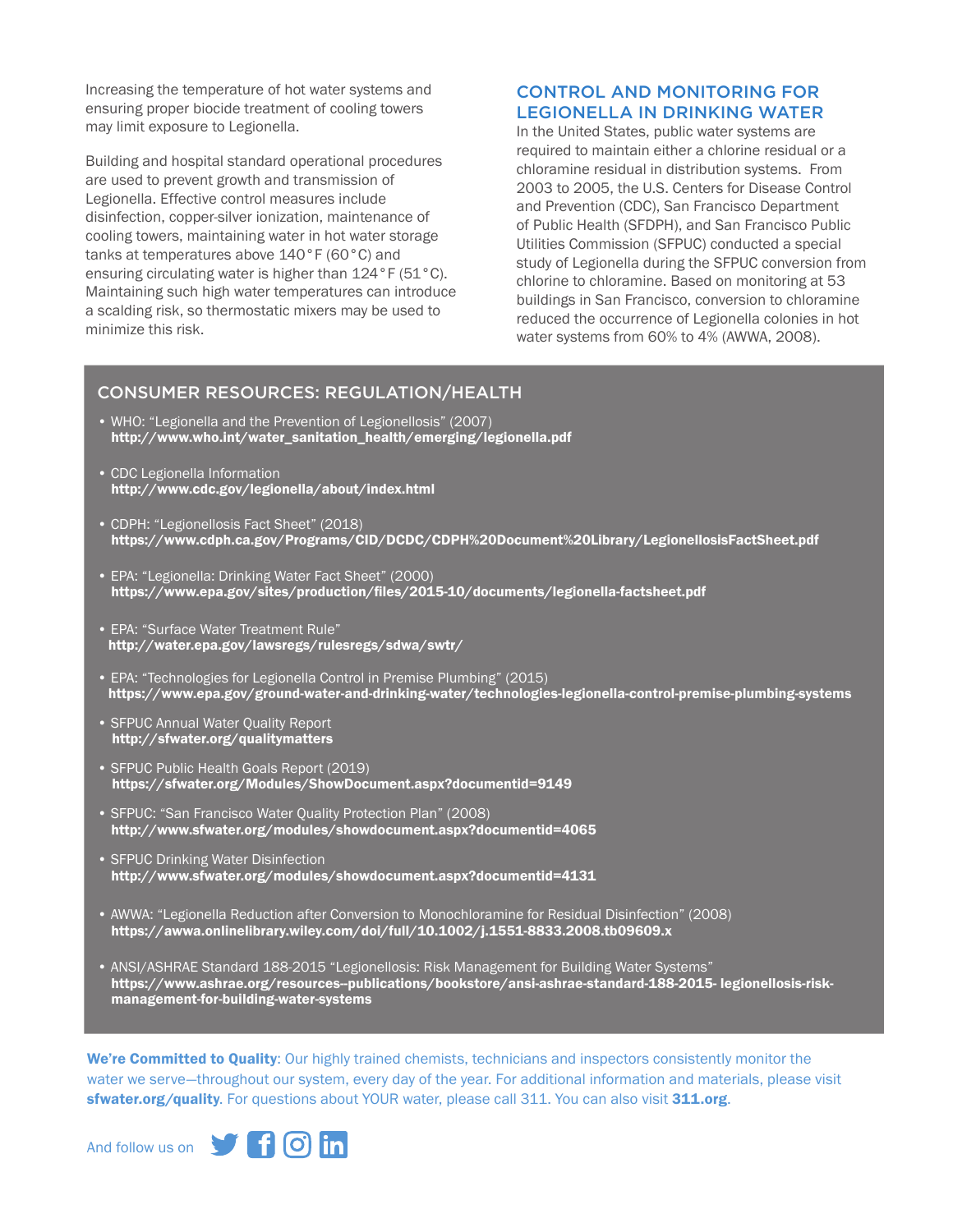Increasing the temperature of hot water systems and ensuring proper biocide treatment of cooling towers may limit exposure to Legionella.

Building and hospital standard operational procedures are used to prevent growth and transmission of Legionella. Effective control measures include disinfection, copper-silver ionization, maintenance of cooling towers, maintaining water in hot water storage tanks at temperatures above 140°F (60°C) and ensuring circulating water is higher than 124°F (51°C). Maintaining such high water temperatures can introduce a scalding risk, so thermostatic mixers may be used to minimize this risk.

## CONTROL AND MONITORING FOR LEGIONELLA IN DRINKING WATER

In the United States, public water systems are required to maintain either a chlorine residual or a chloramine residual in distribution systems. From 2003 to 2005, the U.S. Centers for Disease Control and Prevention (CDC), San Francisco Department of Public Health (SFDPH), and San Francisco Public Utilities Commission (SFPUC) conducted a special study of Legionella during the SFPUC conversion from chlorine to chloramine. Based on monitoring at 53 buildings in San Francisco, conversion to chloramine reduced the occurrence of Legionella colonies in hot water systems from 60% to 4% (AWWA, 2008).

## CONSUMER RESOURCES: REGULATION/HEALTH

- WHO: "Legionella and the Prevention of Legionellosis" (2007)
  **http://www.who.int/water_sanitation_health/emerging/legionella.pdf**
- CDC Legionella Information
  **http://www.cdc.gov/legionella/about/index.html**
- CDPH: "Legionellosis Fact Sheet" (2018)
  **https://www.cdph.ca.gov/Programs/CID/DCDC/CDPH%20Document%20Library/LegionellosisFactSheet.pdf**
- EPA: "Legionella: Drinking Water Fact Sheet" (2000)
  **https://www.epa.gov/sites/production/files/2015-10/documents/legionella-factsheet.pdf**
- EPA: "Surface Water Treatment Rule"
  **http://water.epa.gov/lawsregs/rulesregs/sdwa/swtr/**
- EPA: "Technologies for Legionella Control in Premise Plumbing" (2015)
  **https://www.epa.gov/ground-water-and-drinking-water/technologies-legionella-control-premise-plumbing-systems**
- SFPUC Annual Water Quality Report
  **http://sfwater.org/qualitymatters**
- SFPUC Public Health Goals Report (2019)
  **https://sfwater.org/Modules/ShowDocument.aspx?documentid=9149**
- SFPUC: "San Francisco Water Quality Protection Plan" (2008)
  **http://www.sfwater.org/modules/showdocument.aspx?documentid=4065**
- SFPUC Drinking Water Disinfection
  **http://www.sfwater.org/modules/showdocument.aspx?documentid=4131**
- AWWA: "Legionella Reduction after Conversion to Monochloramine for Residual Disinfection" (2008)
  **https://awwa.onlinelibrary.wiley.com/doi/full/10.1002/j.1551-8833.2008.tb09609.x**
- ANSI/ASHRAE Standard 188-2015 "Legionellosis: Risk Management for Building Water Systems"
  **https://www.ashrae.org/resources--publications/bookstore/ansi-ashrae-standard-188-2015- legionellosis-risk-management-for-building-water-systems**

**We're Committed to Quality**: Our highly trained chemists, technicians and inspectors consistently monitor the water we serve—throughout our system, every day of the year. For additional information and materials, please visit **sfwater.org/quality**. For questions about YOUR water, please call 311. You can also visit **311.org**.

And follow us on